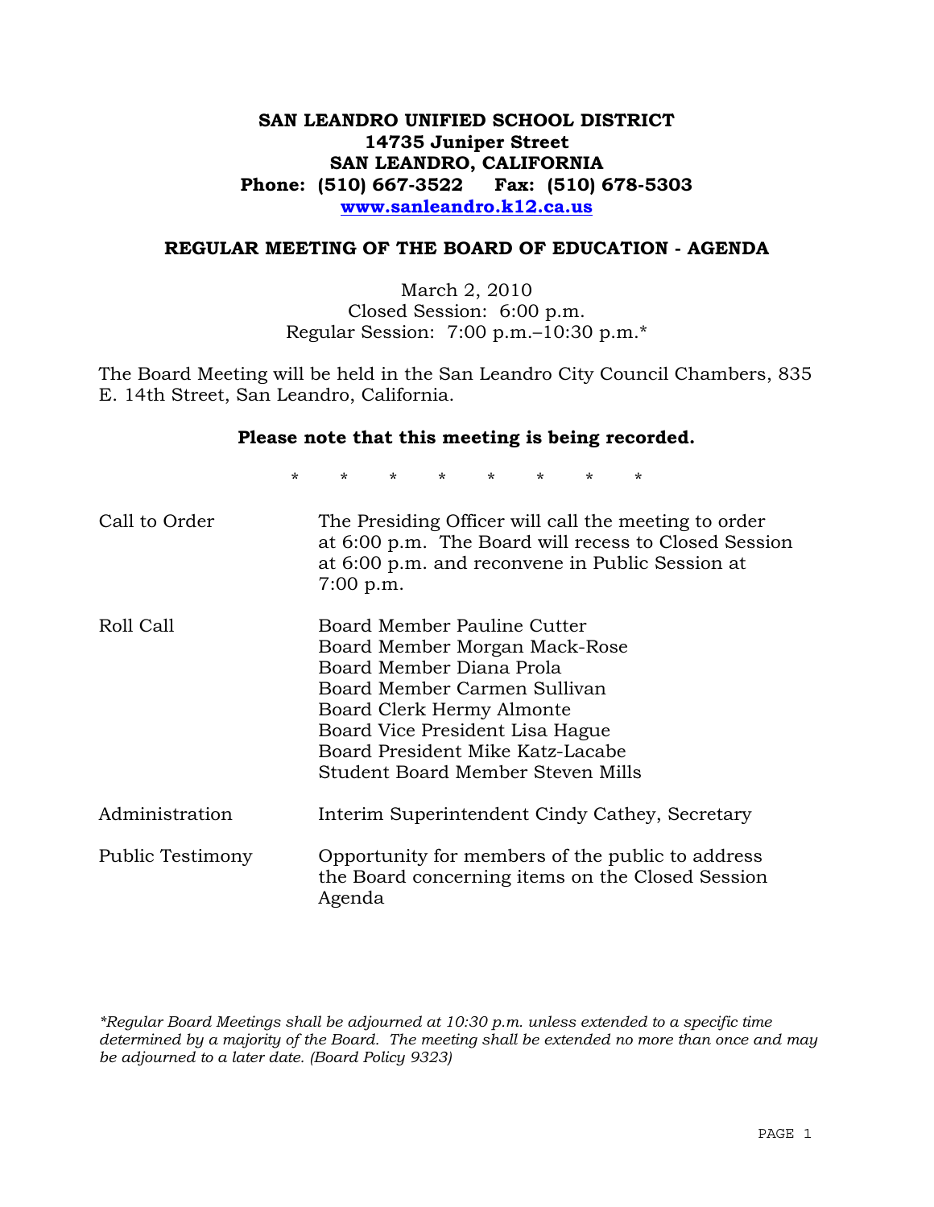# SAN LEANDRO UNIFIED SCHOOL DISTRICT

**14735 Juniper Street**
**SAN LEANDRO, CALIFORNIA**
**Phone: (510) 667-3522 Fax: (510) 678-5303**
**www.sanleandro.k12.ca.us**

## REGULAR MEETING OF THE BOARD OF EDUCATION - AGENDA

March 2, 2010
Closed Session: 6:00 p.m.
Regular Session: 7:00 p.m.–10:30 p.m.*

The Board Meeting will be held in the San Leandro City Council Chambers, 835 E. 14th Street, San Leandro, California.

**Please note that this meeting is being recorded.**

\* \* \* \* \* \* \* \*

| | |
|---|---|
| Call to Order | The Presiding Officer will call the meeting to order at 6:00 p.m. The Board will recess to Closed Session at 6:00 p.m. and reconvene in Public Session at 7:00 p.m. |
| Roll Call | Board Member Pauline Cutter<br>Board Member Morgan Mack-Rose<br>Board Member Diana Prola<br>Board Member Carmen Sullivan<br>Board Clerk Hermy Almonte<br>Board Vice President Lisa Hague<br>Board President Mike Katz-Lacabe<br>Student Board Member Steven Mills |
| Administration | Interim Superintendent Cindy Cathey, Secretary |
| Public Testimony | Opportunity for members of the public to address the Board concerning items on the Closed Session Agenda |

*\*Regular Board Meetings shall be adjourned at 10:30 p.m. unless extended to a specific time determined by a majority of the Board. The meeting shall be extended no more than once and may be adjourned to a later date. (Board Policy 9323)*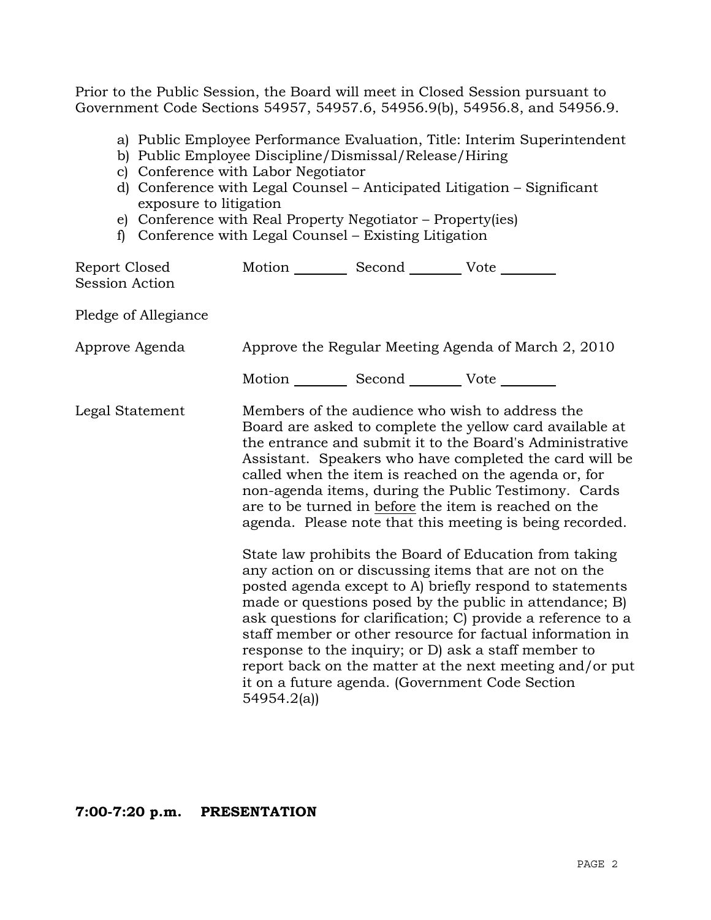Prior to the Public Session, the Board will meet in Closed Session pursuant to Government Code Sections 54957, 54957.6, 54956.9(b), 54956.8, and 54956.9.

a) Public Employee Performance Evaluation, Title: Interim Superintendent
b) Public Employee Discipline/Dismissal/Release/Hiring
c) Conference with Labor Negotiator
d) Conference with Legal Counsel – Anticipated Litigation – Significant exposure to litigation
e) Conference with Real Property Negotiator – Property(ies)
f) Conference with Legal Counsel – Existing Litigation

Report Closed Session Action — Motion ________ Second ________ Vote ________

Pledge of Allegiance

Approve Agenda — Approve the Regular Meeting Agenda of March 2, 2010

Motion ________ Second ________ Vote ________

Legal Statement — Members of the audience who wish to address the Board are asked to complete the yellow card available at the entrance and submit it to the Board's Administrative Assistant. Speakers who have completed the card will be called when the item is reached on the agenda or, for non-agenda items, during the Public Testimony. Cards are to be turned in before the item is reached on the agenda. Please note that this meeting is being recorded.

State law prohibits the Board of Education from taking any action on or discussing items that are not on the posted agenda except to A) briefly respond to statements made or questions posed by the public in attendance; B) ask questions for clarification; C) provide a reference to a staff member or other resource for factual information in response to the inquiry; or D) ask a staff member to report back on the matter at the next meeting and/or put it on a future agenda. (Government Code Section 54954.2(a))

**7:00-7:20 p.m. PRESENTATION**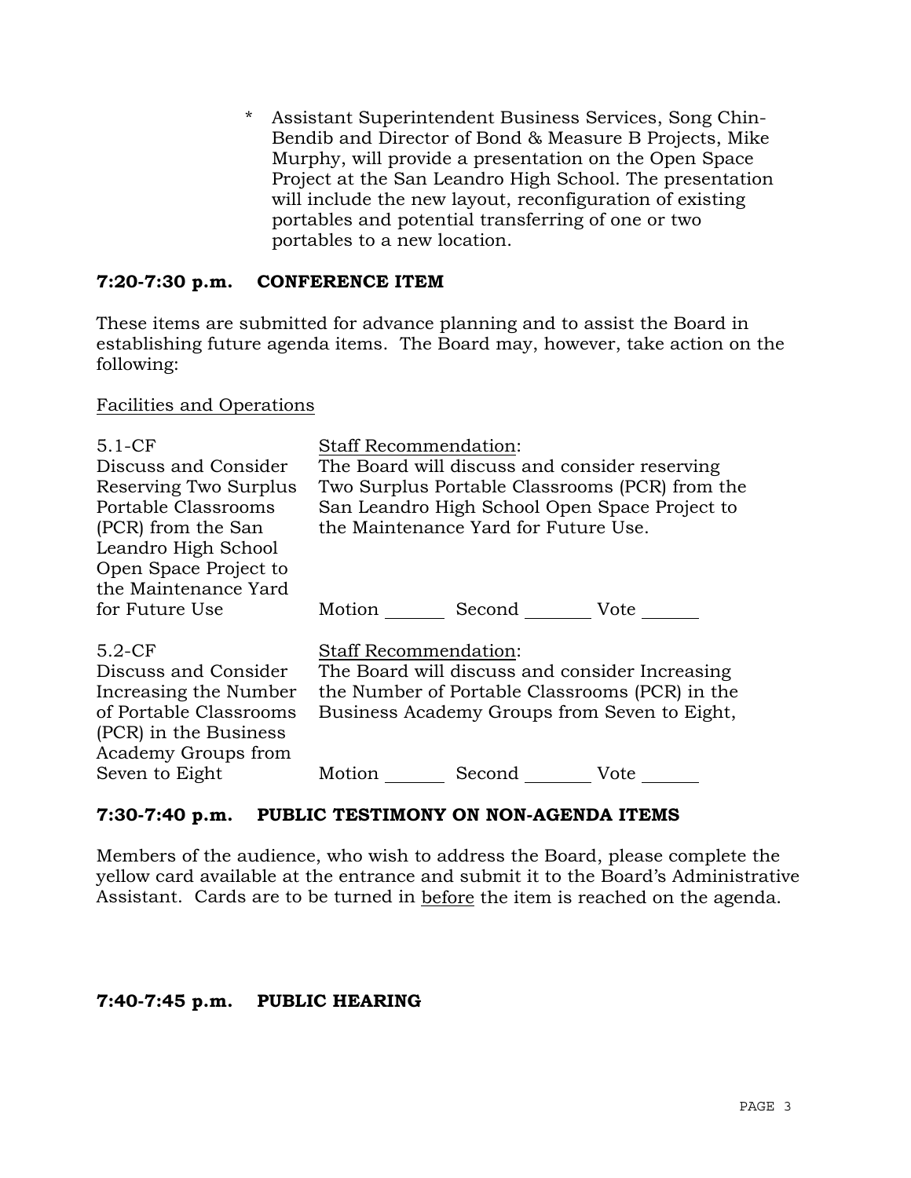* Assistant Superintendent Business Services, Song Chin-Bendib and Director of Bond & Measure B Projects, Mike Murphy, will provide a presentation on the Open Space Project at the San Leandro High School. The presentation will include the new layout, reconfiguration of existing portables and potential transferring of one or two portables to a new location.

## 7:20-7:30 p.m. CONFERENCE ITEM

These items are submitted for advance planning and to assist the Board in establishing future agenda items. The Board may, however, take action on the following:

Facilities and Operations

| | |
|---|---|
| 5.1-CF<br>Discuss and Consider Reserving Two Surplus Portable Classrooms (PCR) from the San Leandro High School Open Space Project to the Maintenance Yard for Future Use | Staff Recommendation:<br>The Board will discuss and consider reserving Two Surplus Portable Classrooms (PCR) from the San Leandro High School Open Space Project to the Maintenance Yard for Future Use.<br><br>Motion _______ Second _______ Vote _______ |
| 5.2-CF<br>Discuss and Consider Increasing the Number of Portable Classrooms (PCR) in the Business Academy Groups from Seven to Eight | Staff Recommendation:<br>The Board will discuss and consider Increasing the Number of Portable Classrooms (PCR) in the Business Academy Groups from Seven to Eight,<br><br>Motion _______ Second _______ Vote _______ |

## 7:30-7:40 p.m. PUBLIC TESTIMONY ON NON-AGENDA ITEMS

Members of the audience, who wish to address the Board, please complete the yellow card available at the entrance and submit it to the Board's Administrative Assistant. Cards are to be turned in before the item is reached on the agenda.

## 7:40-7:45 p.m. PUBLIC HEARING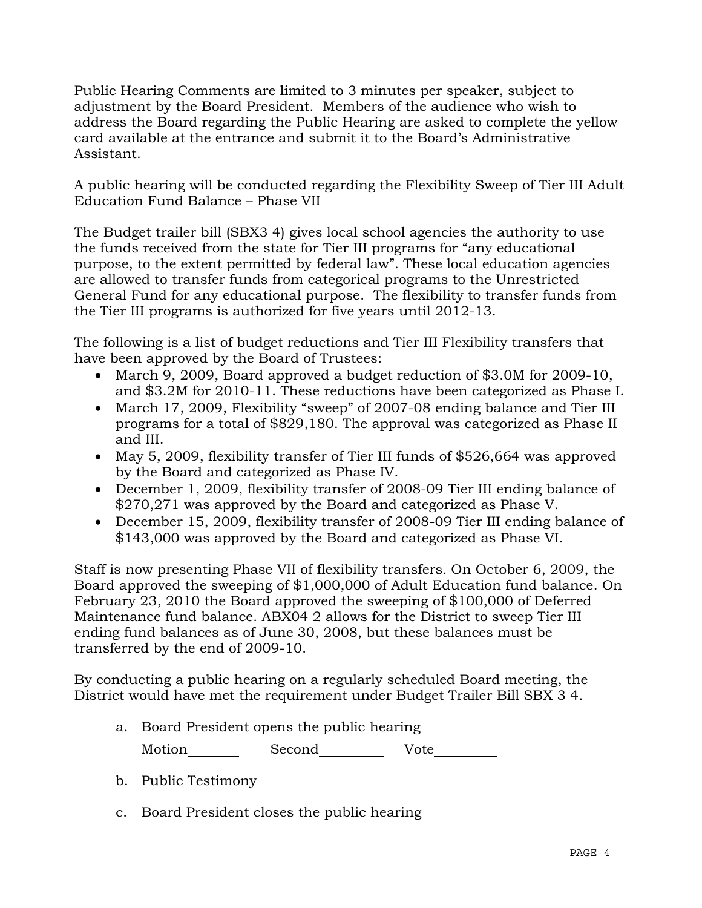Public Hearing Comments are limited to 3 minutes per speaker, subject to adjustment by the Board President. Members of the audience who wish to address the Board regarding the Public Hearing are asked to complete the yellow card available at the entrance and submit it to the Board's Administrative Assistant.

A public hearing will be conducted regarding the Flexibility Sweep of Tier III Adult Education Fund Balance – Phase VII

The Budget trailer bill (SBX3 4) gives local school agencies the authority to use the funds received from the state for Tier III programs for "any educational purpose, to the extent permitted by federal law". These local education agencies are allowed to transfer funds from categorical programs to the Unrestricted General Fund for any educational purpose. The flexibility to transfer funds from the Tier III programs is authorized for five years until 2012-13.

The following is a list of budget reductions and Tier III Flexibility transfers that have been approved by the Board of Trustees:

- March 9, 2009, Board approved a budget reduction of $3.0M for 2009-10, and $3.2M for 2010-11. These reductions have been categorized as Phase I.
- March 17, 2009, Flexibility "sweep" of 2007-08 ending balance and Tier III programs for a total of $829,180. The approval was categorized as Phase II and III.
- May 5, 2009, flexibility transfer of Tier III funds of $526,664 was approved by the Board and categorized as Phase IV.
- December 1, 2009, flexibility transfer of 2008-09 Tier III ending balance of $270,271 was approved by the Board and categorized as Phase V.
- December 15, 2009, flexibility transfer of 2008-09 Tier III ending balance of $143,000 was approved by the Board and categorized as Phase VI.

Staff is now presenting Phase VII of flexibility transfers. On October 6, 2009, the Board approved the sweeping of $1,000,000 of Adult Education fund balance. On February 23, 2010 the Board approved the sweeping of $100,000 of Deferred Maintenance fund balance. ABX04 2 allows for the District to sweep Tier III ending fund balances as of June 30, 2008, but these balances must be transferred by the end of 2009-10.

By conducting a public hearing on a regularly scheduled Board meeting, the District would have met the requirement under Budget Trailer Bill SBX 3 4.

a. Board President opens the public hearing

   Motion________ Second__________ Vote_________

b. Public Testimony

c. Board President closes the public hearing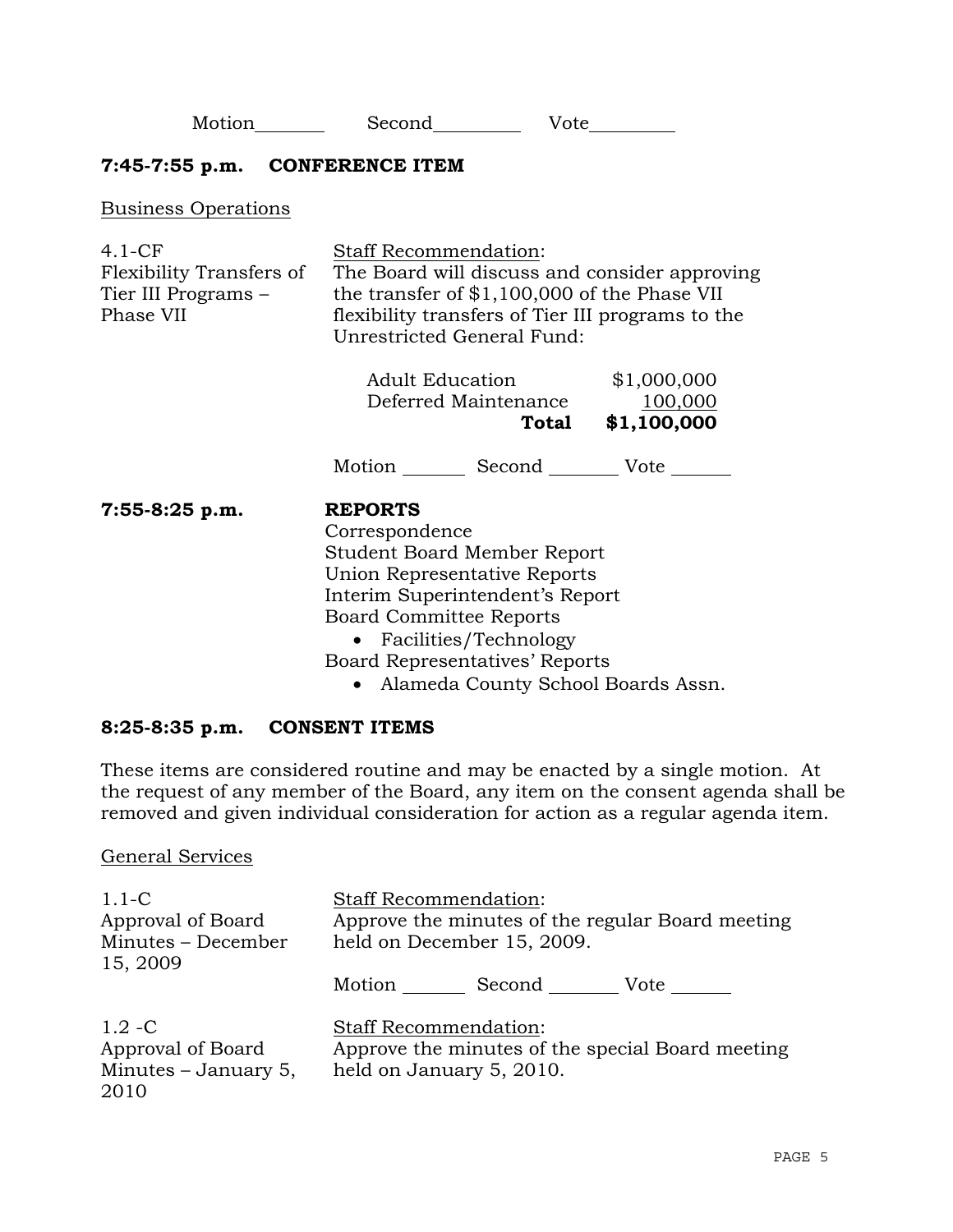Motion________ Second__________ Vote__________

**7:45-7:55 p.m. CONFERENCE ITEM**

Business Operations

4.1-CF
Flexibility Transfers of Tier III Programs – Phase VII

Staff Recommendation:
The Board will discuss and consider approving the transfer of $1,100,000 of the Phase VII flexibility transfers of Tier III programs to the Unrestricted General Fund:

| | |
|---|---|
| Adult Education | $1,000,000 |
| Deferred Maintenance | 100,000 |
| **Total** | **$1,100,000** |

Motion _______ Second ________ Vote _______

**7:55-8:25 p.m. REPORTS**

Correspondence
Student Board Member Report
Union Representative Reports
Interim Superintendent's Report
Board Committee Reports

- Facilities/Technology

Board Representatives' Reports

- Alameda County School Boards Assn.

**8:25-8:35 p.m. CONSENT ITEMS**

These items are considered routine and may be enacted by a single motion. At the request of any member of the Board, any item on the consent agenda shall be removed and given individual consideration for action as a regular agenda item.

General Services

1.1-C
Approval of Board Minutes – December 15, 2009

Staff Recommendation:
Approve the minutes of the regular Board meeting held on December 15, 2009.

Motion _______ Second ________ Vote _______

1.2 -C
Approval of Board Minutes – January 5, 2010

Staff Recommendation:
Approve the minutes of the special Board meeting held on January 5, 2010.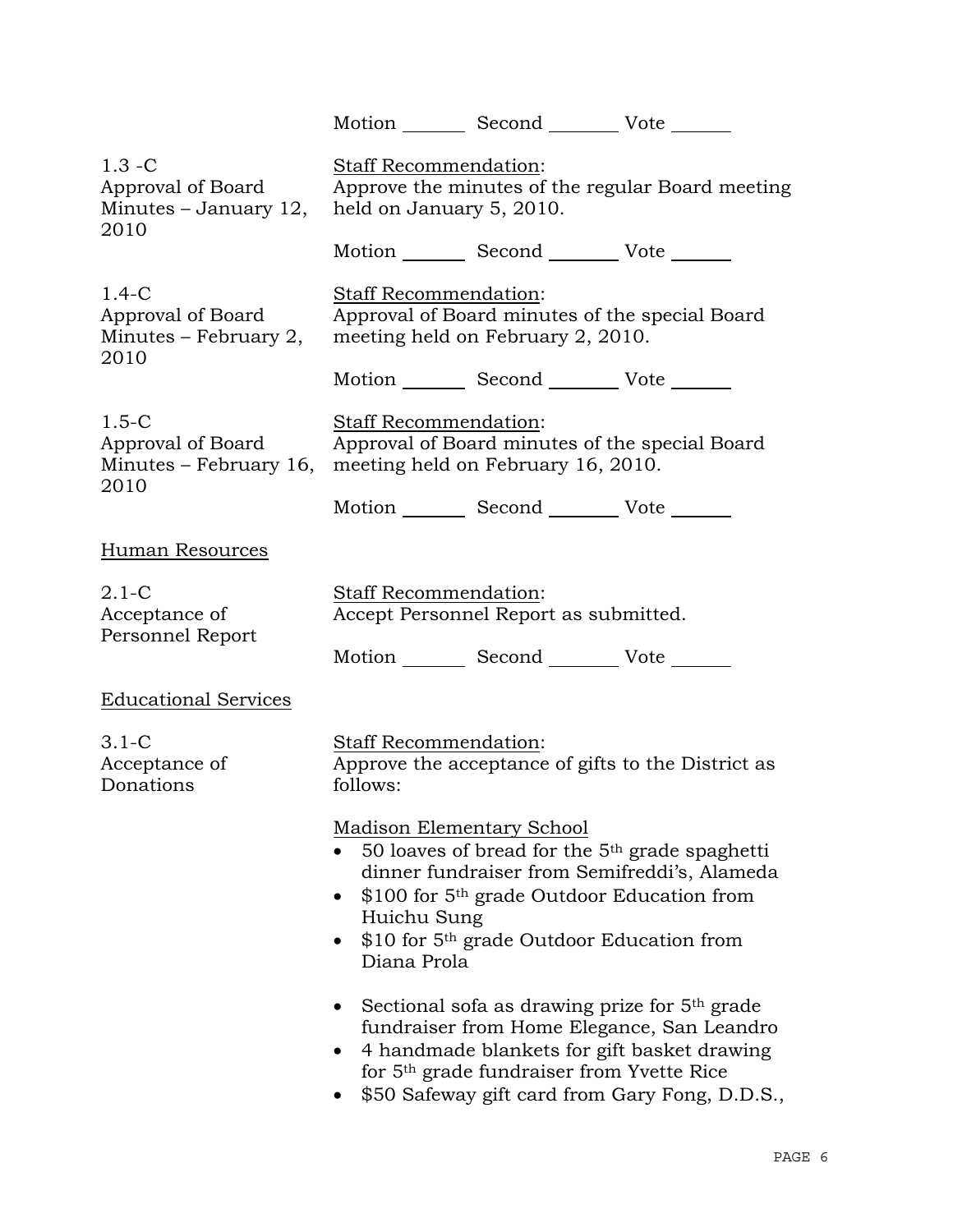Motion _______ Second _______ Vote _______

1.3 -C
Approval of Board Minutes – January 12, 2010

Staff Recommendation:
Approve the minutes of the regular Board meeting held on January 5, 2010.

Motion _______ Second _______ Vote _______

1.4-C
Approval of Board Minutes – February 2, 2010

Staff Recommendation:
Approval of Board minutes of the special Board meeting held on February 2, 2010.

Motion _______ Second _______ Vote _______

1.5-C
Approval of Board Minutes – February 16, 2010

Staff Recommendation:
Approval of Board minutes of the special Board meeting held on February 16, 2010.

Motion _______ Second _______ Vote _______

Human Resources

2.1-C
Acceptance of Personnel Report

Staff Recommendation:
Accept Personnel Report as submitted.

Motion _______ Second _______ Vote _______

Educational Services

3.1-C
Acceptance of Donations

Staff Recommendation:
Approve the acceptance of gifts to the District as follows:

Madison Elementary School

- 50 loaves of bread for the 5th grade spaghetti dinner fundraiser from Semifreddi's, Alameda
- $100 for 5th grade Outdoor Education from Huichu Sung
- $10 for 5th grade Outdoor Education from Diana Prola

- Sectional sofa as drawing prize for 5th grade fundraiser from Home Elegance, San Leandro
- 4 handmade blankets for gift basket drawing for 5th grade fundraiser from Yvette Rice
- $50 Safeway gift card from Gary Fong, D.D.S.,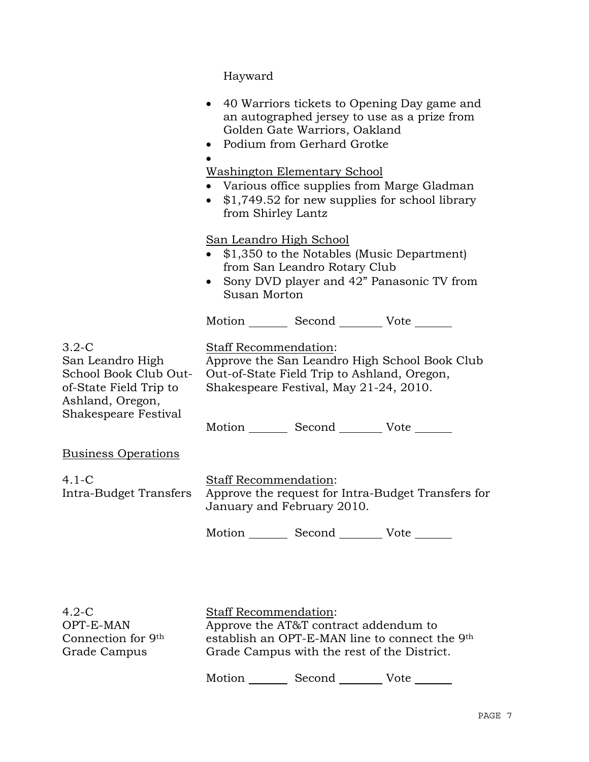Hayward

- 40 Warriors tickets to Opening Day game and an autographed jersey to use as a prize from Golden Gate Warriors, Oakland
- Podium from Gerhard Grotke
- 

Washington Elementary School

- Various office supplies from Marge Gladman
- $1,749.52 for new supplies for school library from Shirley Lantz

San Leandro High School

- $1,350 to the Notables (Music Department) from San Leandro Rotary Club
- Sony DVD player and 42" Panasonic TV from Susan Morton

Motion _______ Second _______ Vote _______

3.2-C
San Leandro High School Book Club Out-of-State Field Trip to Ashland, Oregon, Shakespeare Festival

Staff Recommendation:
Approve the San Leandro High School Book Club Out-of-State Field Trip to Ashland, Oregon, Shakespeare Festival, May 21-24, 2010.

Motion _______ Second _______ Vote _______

Business Operations

4.1-C
Intra-Budget Transfers

Staff Recommendation:
Approve the request for Intra-Budget Transfers for January and February 2010.

Motion _______ Second _______ Vote _______

4.2-C
OPT-E-MAN Connection for 9th Grade Campus

Staff Recommendation:
Approve the AT&T contract addendum to establish an OPT-E-MAN line to connect the 9th Grade Campus with the rest of the District.

Motion _______ Second _______ Vote _______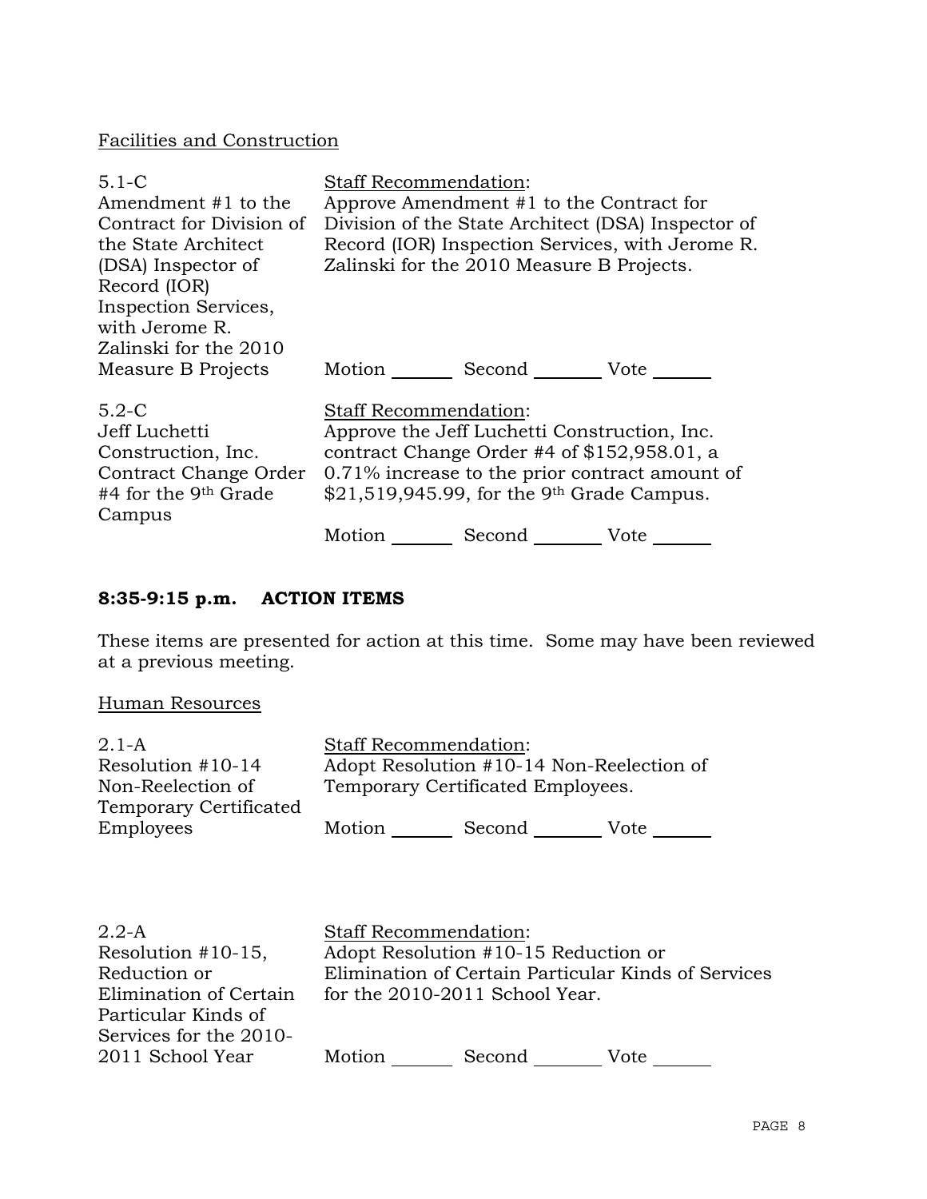Facilities and Construction

| | |
|---|---|
| 5.1-C<br>Amendment #1 to the Contract for Division of the State Architect (DSA) Inspector of Record (IOR) Inspection Services, with Jerome R. Zalinski for the 2010 Measure B Projects | Staff Recommendation:<br>Approve Amendment #1 to the Contract for Division of the State Architect (DSA) Inspector of Record (IOR) Inspection Services, with Jerome R. Zalinski for the 2010 Measure B Projects.<br><br>Motion _______ Second ________ Vote ______ |
| 5.2-C<br>Jeff Luchetti Construction, Inc. Contract Change Order #4 for the 9th Grade Campus | Staff Recommendation:<br>Approve the Jeff Luchetti Construction, Inc. contract Change Order #4 of $152,958.01, a 0.71% increase to the prior contract amount of $21,519,945.99, for the 9th Grade Campus.<br><br>Motion _______ Second ________ Vote ______ |

## 8:35-9:15 p.m. ACTION ITEMS

These items are presented for action at this time. Some may have been reviewed at a previous meeting.

Human Resources

| | |
|---|---|
| 2.1-A<br>Resolution #10-14 Non-Reelection of Temporary Certificated Employees | Staff Recommendation:<br>Adopt Resolution #10-14 Non-Reelection of Temporary Certificated Employees.<br><br>Motion _______ Second ________ Vote ______ |
| 2.2-A<br>Resolution #10-15, Reduction or Elimination of Certain Particular Kinds of Services for the 2010-2011 School Year | Staff Recommendation:<br>Adopt Resolution #10-15 Reduction or Elimination of Certain Particular Kinds of Services for the 2010-2011 School Year.<br><br>Motion _______ Second ________ Vote ______ |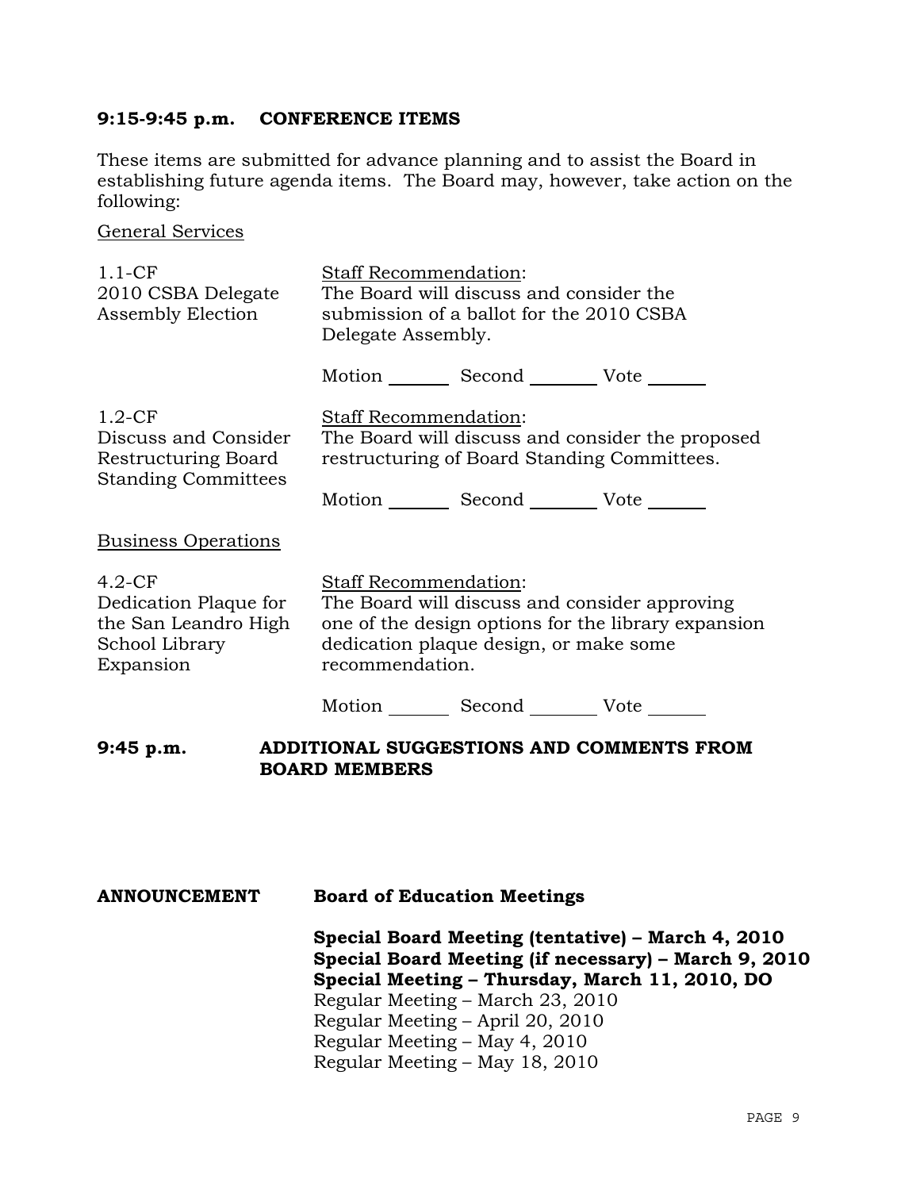## 9:15-9:45 p.m. CONFERENCE ITEMS

These items are submitted for advance planning and to assist the Board in establishing future agenda items. The Board may, however, take action on the following:

General Services

| | |
|---|---|
| 1.1-CF<br>2010 CSBA Delegate Assembly Election | Staff Recommendation:<br>The Board will discuss and consider the submission of a ballot for the 2010 CSBA Delegate Assembly.<br><br>Motion _______ Second _______ Vote _______ |
| 1.2-CF<br>Discuss and Consider Restructuring Board Standing Committees | Staff Recommendation:<br>The Board will discuss and consider the proposed restructuring of Board Standing Committees.<br><br>Motion _______ Second _______ Vote _______ |

Business Operations

| | |
|---|---|
| 4.2-CF<br>Dedication Plaque for the San Leandro High School Library Expansion | Staff Recommendation:<br>The Board will discuss and consider approving one of the design options for the library expansion dedication plaque design, or make some recommendation.<br><br>Motion _______ Second _______ Vote _______ |

## 9:45 p.m. ADDITIONAL SUGGESTIONS AND COMMENTS FROM BOARD MEMBERS

**ANNOUNCEMENT** **Board of Education Meetings**

**Special Board Meeting (tentative) – March 4, 2010**
**Special Board Meeting (if necessary) – March 9, 2010**
**Special Meeting – Thursday, March 11, 2010, DO**
Regular Meeting – March 23, 2010
Regular Meeting – April 20, 2010
Regular Meeting – May 4, 2010
Regular Meeting – May 18, 2010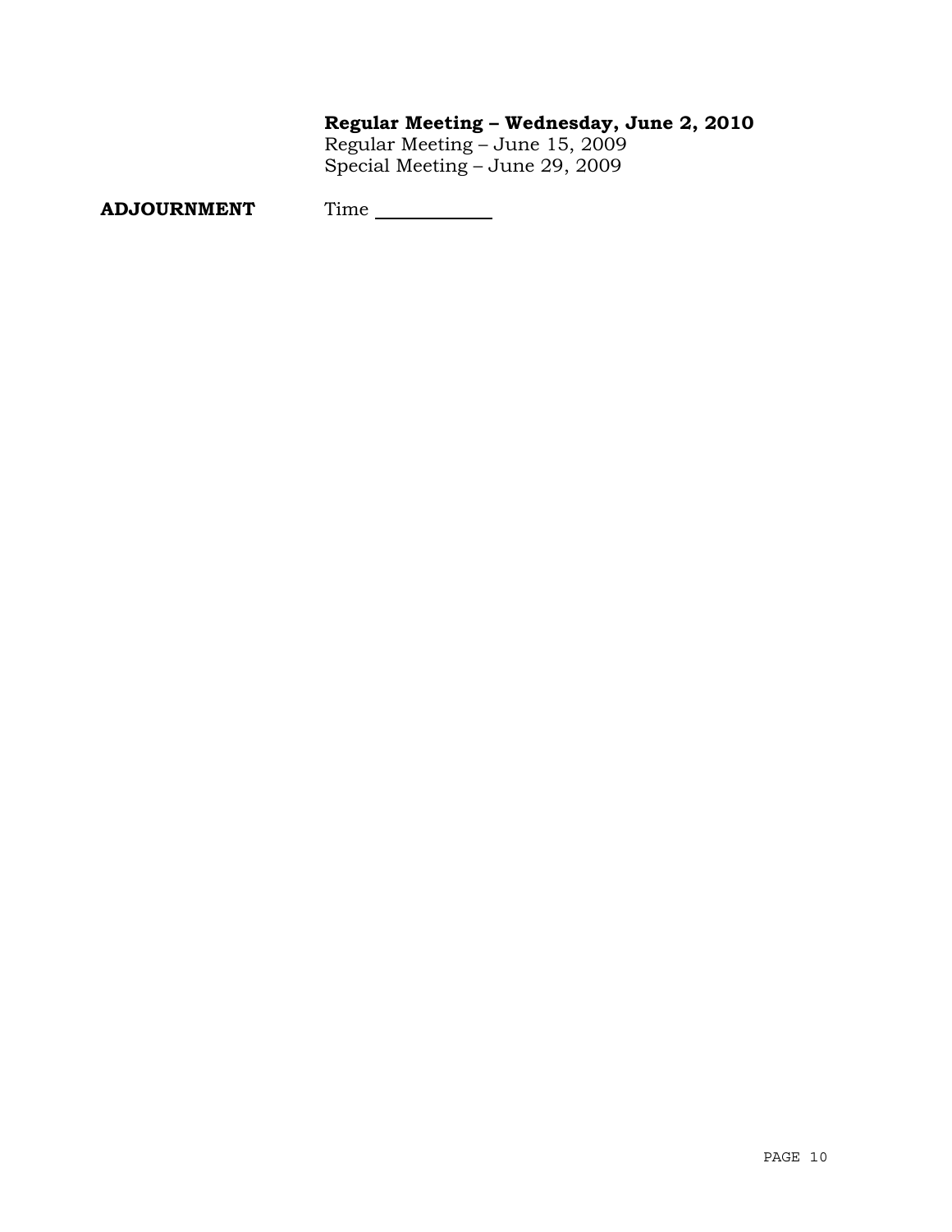**Regular Meeting – Wednesday, June 2, 2010**

Regular Meeting – June 15, 2009

Special Meeting – June 29, 2009

**ADJOURNMENT** Time ____________